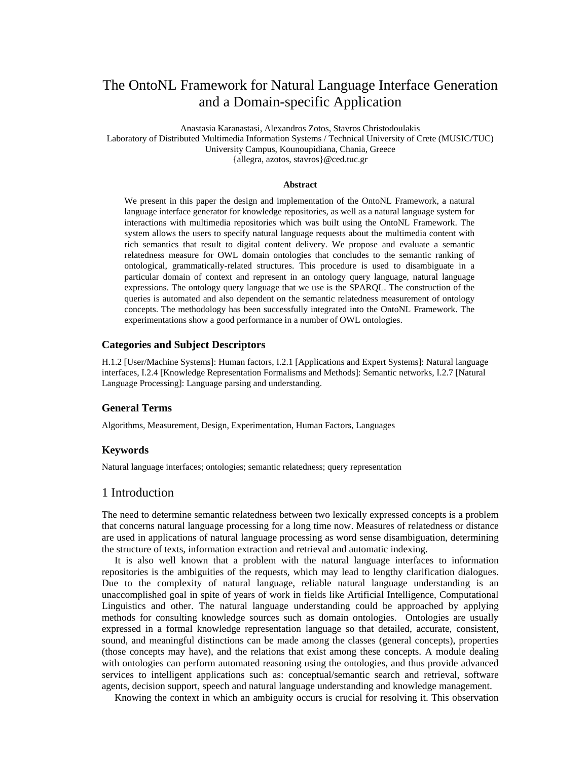# The OntoNL Framework for Natural Language Interface Generation and a Domain-specific Application

Anastasia Karanastasi, Alexandros Zotos, Stavros Christodoulakis
Laboratory of Distributed Multimedia Information Systems / Technical University of Crete (MUSIC/TUC)
University Campus, Kounoupidiana, Chania, Greece
{allegra, azotos, stavros}@ced.tuc.gr

**Abstract**

We present in this paper the design and implementation of the OntoNL Framework, a natural language interface generator for knowledge repositories, as well as a natural language system for interactions with multimedia repositories which was built using the OntoNL Framework. The system allows the users to specify natural language requests about the multimedia content with rich semantics that result to digital content delivery. We propose and evaluate a semantic relatedness measure for OWL domain ontologies that concludes to the semantic ranking of ontological, grammatically-related structures. This procedure is used to disambiguate in a particular domain of context and represent in an ontology query language, natural language expressions. The ontology query language that we use is the SPARQL. The construction of the queries is automated and also dependent on the semantic relatedness measurement of ontology concepts. The methodology has been successfully integrated into the OntoNL Framework. The experimentations show a good performance in a number of OWL ontologies.

### Categories and Subject Descriptors

H.1.2 [User/Machine Systems]: Human factors, I.2.1 [Applications and Expert Systems]: Natural language interfaces, I.2.4 [Knowledge Representation Formalisms and Methods]: Semantic networks, I.2.7 [Natural Language Processing]: Language parsing and understanding.

### General Terms

Algorithms, Measurement, Design, Experimentation, Human Factors, Languages

### Keywords

Natural language interfaces; ontologies; semantic relatedness; query representation

## 1 Introduction

The need to determine semantic relatedness between two lexically expressed concepts is a problem that concerns natural language processing for a long time now. Measures of relatedness or distance are used in applications of natural language processing as word sense disambiguation, determining the structure of texts, information extraction and retrieval and automatic indexing.

It is also well known that a problem with the natural language interfaces to information repositories is the ambiguities of the requests, which may lead to lengthy clarification dialogues. Due to the complexity of natural language, reliable natural language understanding is an unaccomplished goal in spite of years of work in fields like Artificial Intelligence, Computational Linguistics and other. The natural language understanding could be approached by applying methods for consulting knowledge sources such as domain ontologies. Ontologies are usually expressed in a formal knowledge representation language so that detailed, accurate, consistent, sound, and meaningful distinctions can be made among the classes (general concepts), properties (those concepts may have), and the relations that exist among these concepts. A module dealing with ontologies can perform automated reasoning using the ontologies, and thus provide advanced services to intelligent applications such as: conceptual/semantic search and retrieval, software agents, decision support, speech and natural language understanding and knowledge management.

Knowing the context in which an ambiguity occurs is crucial for resolving it. This observation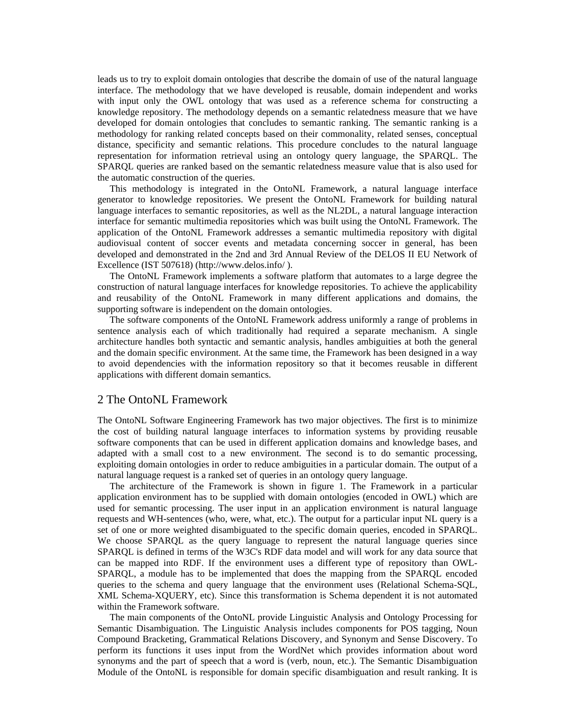leads us to try to exploit domain ontologies that describe the domain of use of the natural language interface. The methodology that we have developed is reusable, domain independent and works with input only the OWL ontology that was used as a reference schema for constructing a knowledge repository. The methodology depends on a semantic relatedness measure that we have developed for domain ontologies that concludes to semantic ranking. The semantic ranking is a methodology for ranking related concepts based on their commonality, related senses, conceptual distance, specificity and semantic relations. This procedure concludes to the natural language representation for information retrieval using an ontology query language, the SPARQL. The SPARQL queries are ranked based on the semantic relatedness measure value that is also used for the automatic construction of the queries.

This methodology is integrated in the OntoNL Framework, a natural language interface generator to knowledge repositories. We present the OntoNL Framework for building natural language interfaces to semantic repositories, as well as the NL2DL, a natural language interaction interface for semantic multimedia repositories which was built using the OntoNL Framework. The application of the OntoNL Framework addresses a semantic multimedia repository with digital audiovisual content of soccer events and metadata concerning soccer in general, has been developed and demonstrated in the 2nd and 3rd Annual Review of the DELOS II EU Network of Excellence (IST 507618) (http://www.delos.info/ ).

The OntoNL Framework implements a software platform that automates to a large degree the construction of natural language interfaces for knowledge repositories. To achieve the applicability and reusability of the OntoNL Framework in many different applications and domains, the supporting software is independent on the domain ontologies.

The software components of the OntoNL Framework address uniformly a range of problems in sentence analysis each of which traditionally had required a separate mechanism. A single architecture handles both syntactic and semantic analysis, handles ambiguities at both the general and the domain specific environment. At the same time, the Framework has been designed in a way to avoid dependencies with the information repository so that it becomes reusable in different applications with different domain semantics.

## 2 The OntoNL Framework

The OntoNL Software Engineering Framework has two major objectives. The first is to minimize the cost of building natural language interfaces to information systems by providing reusable software components that can be used in different application domains and knowledge bases, and adapted with a small cost to a new environment. The second is to do semantic processing, exploiting domain ontologies in order to reduce ambiguities in a particular domain. The output of a natural language request is a ranked set of queries in an ontology query language.

The architecture of the Framework is shown in figure 1. The Framework in a particular application environment has to be supplied with domain ontologies (encoded in OWL) which are used for semantic processing. The user input in an application environment is natural language requests and WH-sentences (who, were, what, etc.). The output for a particular input NL query is a set of one or more weighted disambiguated to the specific domain queries, encoded in SPARQL. We choose SPARQL as the query language to represent the natural language queries since SPARQL is defined in terms of the W3C's RDF data model and will work for any data source that can be mapped into RDF. If the environment uses a different type of repository than OWL-SPARQL, a module has to be implemented that does the mapping from the SPARQL encoded queries to the schema and query language that the environment uses (Relational Schema-SQL, XML Schema-XQUERY, etc). Since this transformation is Schema dependent it is not automated within the Framework software.

The main components of the OntoNL provide Linguistic Analysis and Ontology Processing for Semantic Disambiguation. The Linguistic Analysis includes components for POS tagging, Noun Compound Bracketing, Grammatical Relations Discovery, and Synonym and Sense Discovery. To perform its functions it uses input from the WordNet which provides information about word synonyms and the part of speech that a word is (verb, noun, etc.). The Semantic Disambiguation Module of the OntoNL is responsible for domain specific disambiguation and result ranking. It is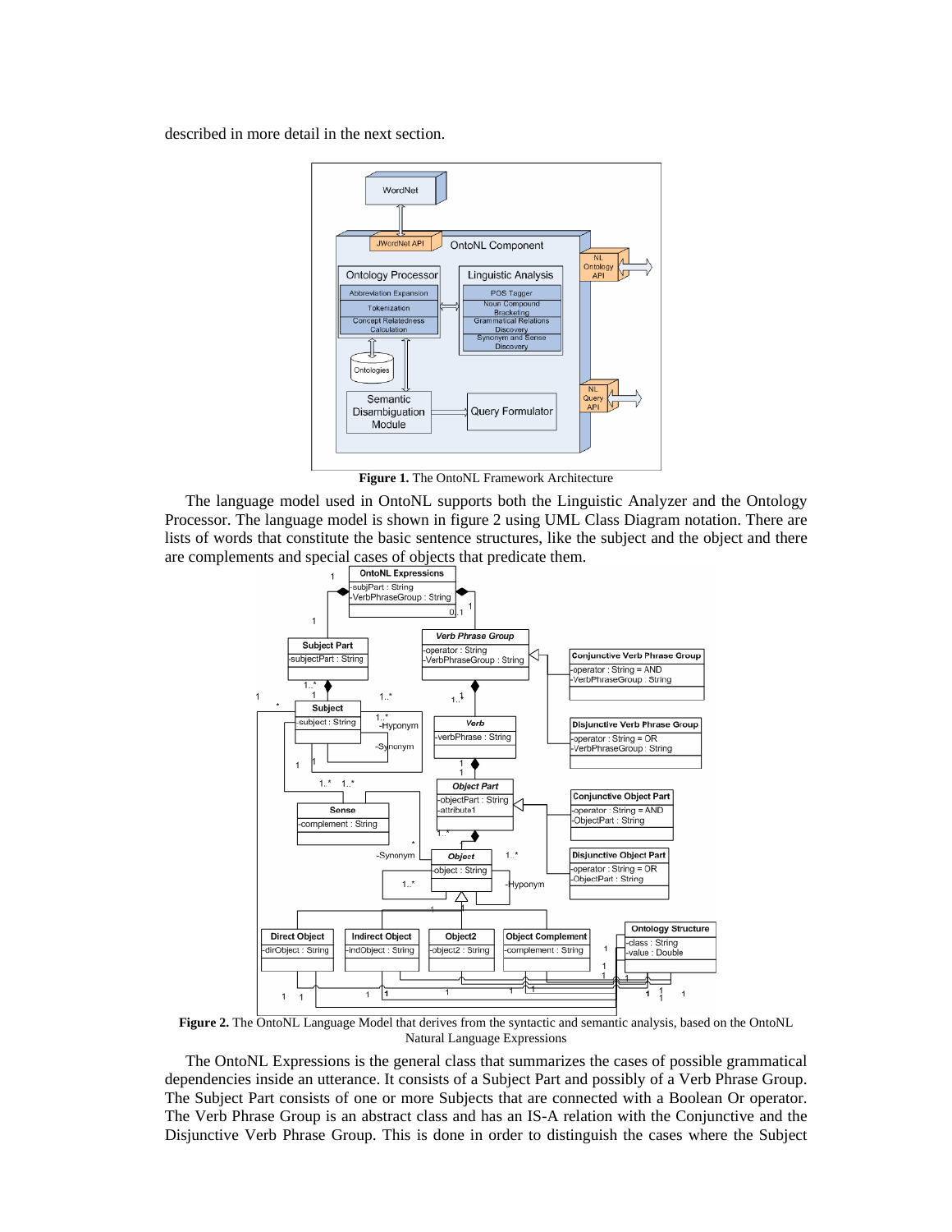described in more detail in the next section.

**Figure 1.** The OntoNL Framework Architecture

The language model used in OntoNL supports both the Linguistic Analyzer and the Ontology Processor. The language model is shown in figure 2 using UML Class Diagram notation. There are lists of words that constitute the basic sentence structures, like the subject and the object and there are complements and special cases of objects that predicate them.

**Figure 2.** The OntoNL Language Model that derives from the syntactic and semantic analysis, based on the OntoNL Natural Language Expressions

The OntoNL Expressions is the general class that summarizes the cases of possible grammatical dependencies inside an utterance. It consists of a Subject Part and possibly of a Verb Phrase Group. The Subject Part consists of one or more Subjects that are connected with a Boolean Or operator. The Verb Phrase Group is an abstract class and has an IS-A relation with the Conjunctive and the Disjunctive Verb Phrase Group. This is done in order to distinguish the cases where the Subject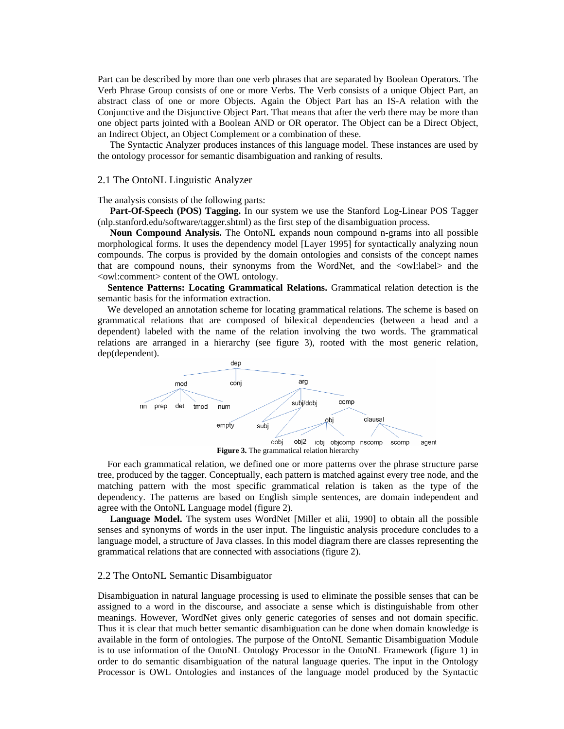Part can be described by more than one verb phrases that are separated by Boolean Operators. The Verb Phrase Group consists of one or more Verbs. The Verb consists of a unique Object Part, an abstract class of one or more Objects. Again the Object Part has an IS-A relation with the Conjunctive and the Disjunctive Object Part. That means that after the verb there may be more than one object parts jointed with a Boolean AND or OR operator. The Object can be a Direct Object, an Indirect Object, an Object Complement or a combination of these.

The Syntactic Analyzer produces instances of this language model. These instances are used by the ontology processor for semantic disambiguation and ranking of results.

## 2.1 The OntoNL Linguistic Analyzer

The analysis consists of the following parts:

**Part-Of-Speech (POS) Tagging.** In our system we use the Stanford Log-Linear POS Tagger (nlp.stanford.edu/software/tagger.shtml) as the first step of the disambiguation process.

**Noun Compound Analysis.** The OntoNL expands noun compound n-grams into all possible morphological forms. It uses the dependency model [Layer 1995] for syntactically analyzing noun compounds. The corpus is provided by the domain ontologies and consists of the concept names that are compound nouns, their synonyms from the WordNet, and the <owl:label> and the <owl:comment> content of the OWL ontology.

**Sentence Patterns: Locating Grammatical Relations.** Grammatical relation detection is the semantic basis for the information extraction.

We developed an annotation scheme for locating grammatical relations. The scheme is based on grammatical relations that are composed of bilexical dependencies (between a head and a dependent) labeled with the name of the relation involving the two words. The grammatical relations are arranged in a hierarchy (see figure 3), rooted with the most generic relation, dep(dependent).

**Figure 3.** The grammatical relation hierarchy

For each grammatical relation, we defined one or more patterns over the phrase structure parse tree, produced by the tagger. Conceptually, each pattern is matched against every tree node, and the matching pattern with the most specific grammatical relation is taken as the type of the dependency. The patterns are based on English simple sentences, are domain independent and agree with the OntoNL Language model (figure 2).

**Language Model.** The system uses WordNet [Miller et alii, 1990] to obtain all the possible senses and synonyms of words in the user input. The linguistic analysis procedure concludes to a language model, a structure of Java classes. In this model diagram there are classes representing the grammatical relations that are connected with associations (figure 2).

## 2.2 The OntoNL Semantic Disambiguator

Disambiguation in natural language processing is used to eliminate the possible senses that can be assigned to a word in the discourse, and associate a sense which is distinguishable from other meanings. However, WordNet gives only generic categories of senses and not domain specific. Thus it is clear that much better semantic disambiguation can be done when domain knowledge is available in the form of ontologies. The purpose of the OntoNL Semantic Disambiguation Module is to use information of the OntoNL Ontology Processor in the OntoNL Framework (figure 1) in order to do semantic disambiguation of the natural language queries. The input in the Ontology Processor is OWL Ontologies and instances of the language model produced by the Syntactic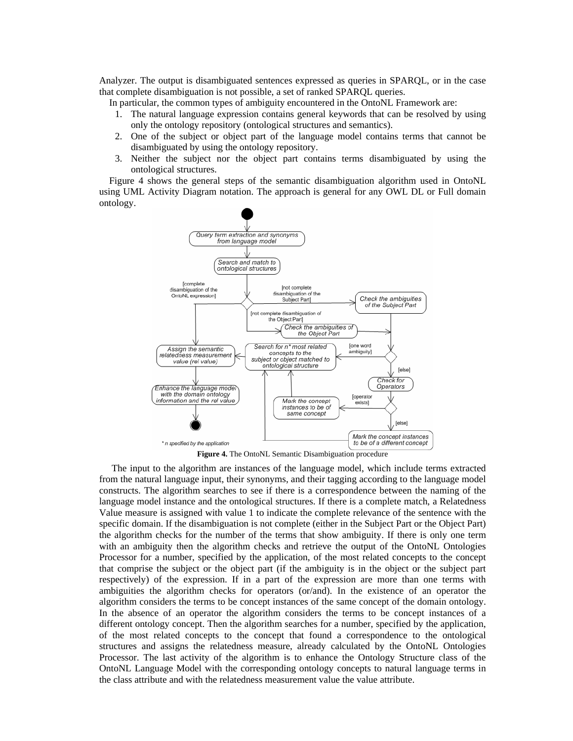Analyzer. The output is disambiguated sentences expressed as queries in SPARQL, or in the case that complete disambiguation is not possible, a set of ranked SPARQL queries.

In particular, the common types of ambiguity encountered in the OntoNL Framework are:

1. The natural language expression contains general keywords that can be resolved by using only the ontology repository (ontological structures and semantics).
2. One of the subject or object part of the language model contains terms that cannot be disambiguated by using the ontology repository.
3. Neither the subject nor the object part contains terms disambiguated by using the ontological structures.

Figure 4 shows the general steps of the semantic disambiguation algorithm used in OntoNL using UML Activity Diagram notation. The approach is general for any OWL DL or Full domain ontology.

Query term extraction and synonyms from language model

Search and match to ontological structures

[complete disambiguation of the OntoNL expression]

[not complete disambiguation of the Subject Part]

Check the ambiguities of the Subject Part

[not complete disambiguation of the Object Part]

Check the ambiguities of the Object Part

Assign the semantic relatedness measurement value (rel value)

Search for n* most related concepts to the subject or object matched to ontological structure

[one word ambiguity]

[else]

Check for Operators

[operator exists]

Mark the concept instances to be of same concept

[else]

Enhance the language model with the domain ontology information and the rel value

Mark the concept instances to be of a different concept

\* n specified by the application

**Figure 4.** The OntoNL Semantic Disambiguation procedure

The input to the algorithm are instances of the language model, which include terms extracted from the natural language input, their synonyms, and their tagging according to the language model constructs. The algorithm searches to see if there is a correspondence between the naming of the language model instance and the ontological structures. If there is a complete match, a Relatedness Value measure is assigned with value 1 to indicate the complete relevance of the sentence with the specific domain. If the disambiguation is not complete (either in the Subject Part or the Object Part) the algorithm checks for the number of the terms that show ambiguity. If there is only one term with an ambiguity then the algorithm checks and retrieve the output of the OntoNL Ontologies Processor for a number, specified by the application, of the most related concepts to the concept that comprise the subject or the object part (if the ambiguity is in the object or the subject part respectively) of the expression. If in a part of the expression are more than one terms with ambiguities the algorithm checks for operators (or/and). In the existence of an operator the algorithm considers the terms to be concept instances of the same concept of the domain ontology. In the absence of an operator the algorithm considers the terms to be concept instances of a different ontology concept. Then the algorithm searches for a number, specified by the application, of the most related concepts to the concept that found a correspondence to the ontological structures and assigns the relatedness measure, already calculated by the OntoNL Ontologies Processor. The last activity of the algorithm is to enhance the Ontology Structure class of the OntoNL Language Model with the corresponding ontology concepts to natural language terms in the class attribute and with the relatedness measurement value the value attribute.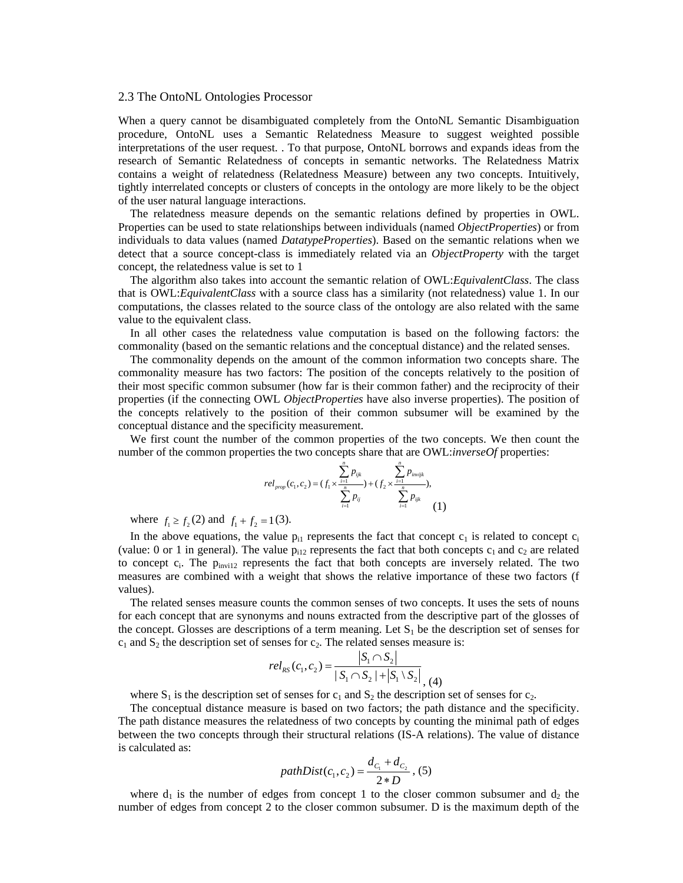### 2.3 The OntoNL Ontologies Processor

When a query cannot be disambiguated completely from the OntoNL Semantic Disambiguation procedure, OntoNL uses a Semantic Relatedness Measure to suggest weighted possible interpretations of the user request. . To that purpose, OntoNL borrows and expands ideas from the research of Semantic Relatedness of concepts in semantic networks. The Relatedness Matrix contains a weight of relatedness (Relatedness Measure) between any two concepts. Intuitively, tightly interrelated concepts or clusters of concepts in the ontology are more likely to be the object of the user natural language interactions.

The relatedness measure depends on the semantic relations defined by properties in OWL. Properties can be used to state relationships between individuals (named *ObjectProperties*) or from individuals to data values (named *DatatypeProperties*). Based on the semantic relations when we detect that a source concept-class is immediately related via an *ObjectProperty* with the target concept, the relatedness value is set to 1

The algorithm also takes into account the semantic relation of OWL:*EquivalentClass*. The class that is OWL:*EquivalentClass* with a source class has a similarity (not relatedness) value 1. In our computations, the classes related to the source class of the ontology are also related with the same value to the equivalent class.

In all other cases the relatedness value computation is based on the following factors: the commonality (based on the semantic relations and the conceptual distance) and the related senses.

The commonality depends on the amount of the common information two concepts share. The commonality measure has two factors: The position of the concepts relatively to the position of their most specific common subsumer (how far is their common father) and the reciprocity of their properties (if the connecting OWL *ObjectProperties* have also inverse properties). The position of the concepts relatively to the position of their common subsumer will be examined by the conceptual distance and the specificity measurement.

We first count the number of the common properties of the two concepts. We then count the number of the common properties the two concepts share that are OWL:*inverseOf* properties:

$$rel_{prop}(c_1, c_2) = (f_1 \times \frac{\sum_{i=1}^{n} p_{ijk}}{\sum_{i=1}^{n} p_{ij}}) + (f_2 \times \frac{\sum_{i=1}^{n} p_{invijk}}{\sum_{i=1}^{n} p_{ijk}}), \quad (1)$$

where $f_1 \geq f_2$ (2) and $f_1 + f_2 = 1$ (3).

In the above equations, the value $p_{i1}$ represents the fact that concept $c_1$ is related to concept $c_i$ (value: 0 or 1 in general). The value $p_{i12}$ represents the fact that both concepts $c_1$ and $c_2$ are related to concept $c_i$. The $p_{invi12}$ represents the fact that both concepts are inversely related. The two measures are combined with a weight that shows the relative importance of these two factors (f values).

The related senses measure counts the common senses of two concepts. It uses the sets of nouns for each concept that are synonyms and nouns extracted from the descriptive part of the glosses of the concept. Glosses are descriptions of a term meaning. Let $S_1$ be the description set of senses for $c_1$ and $S_2$ the description set of senses for $c_2$. The related senses measure is:

$$rel_{RS}(c_1, c_2) = \frac{|S_1 \cap S_2|}{|S_1 \cap S_2| + |S_1 \setminus S_2|}, \quad (4)$$

where $S_1$ is the description set of senses for $c_1$ and $S_2$ the description set of senses for $c_2$.

The conceptual distance measure is based on two factors; the path distance and the specificity. The path distance measures the relatedness of two concepts by counting the minimal path of edges between the two concepts through their structural relations (IS-A relations). The value of distance is calculated as:

$$pathDist(c_1, c_2) = \frac{d_{C_1} + d_{C_2}}{2 * D}, \quad (5)$$

where $d_1$ is the number of edges from concept 1 to the closer common subsumer and $d_2$ the number of edges from concept 2 to the closer common subsumer. D is the maximum depth of the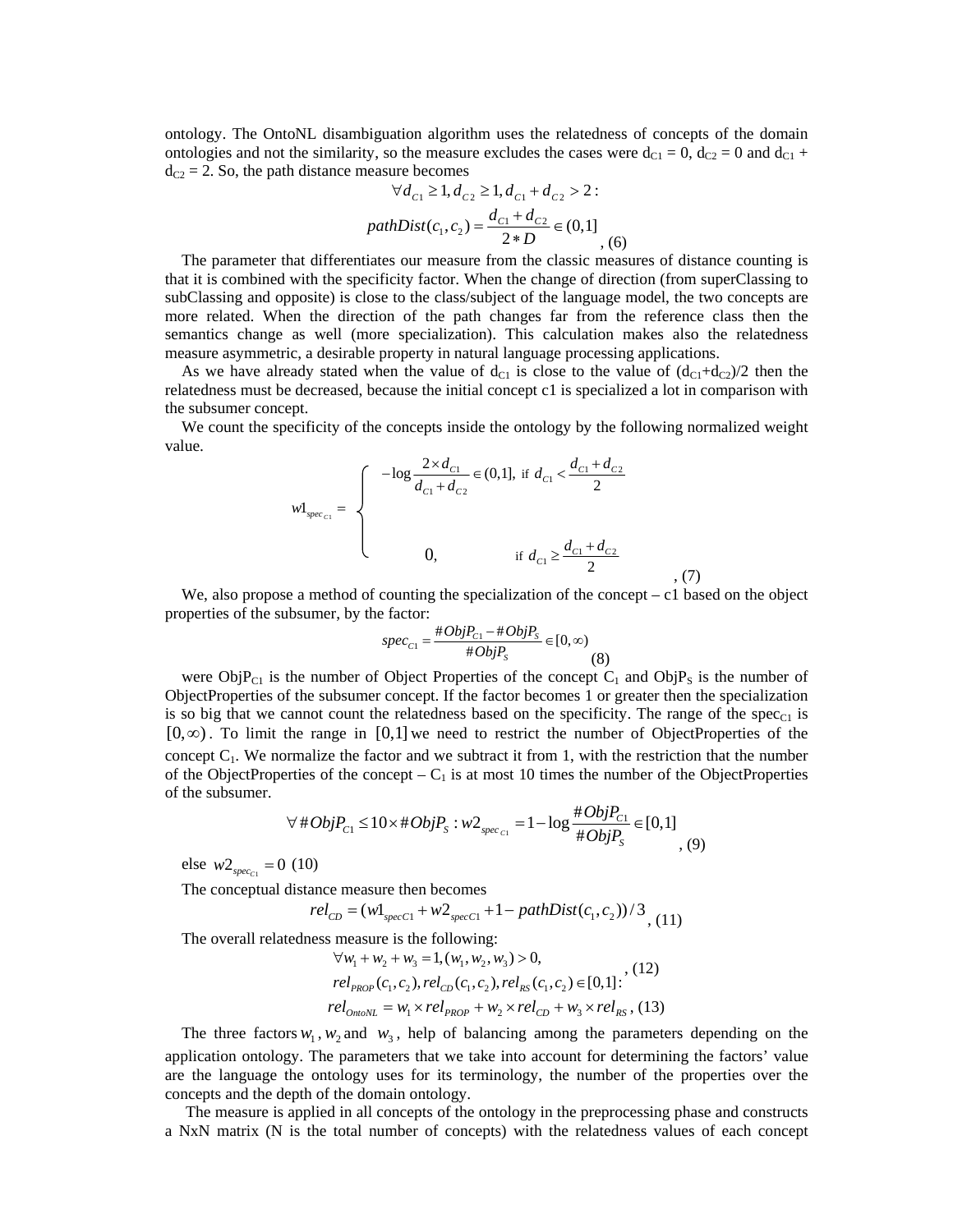ontology. The OntoNL disambiguation algorithm uses the relatedness of concepts of the domain ontologies and not the similarity, so the measure excludes the cases were $d_{C1} = 0$, $d_{C2} = 0$ and $d_{C1} + d_{C2} = 2$. So, the path distance measure becomes

$$\forall d_{C1} \geq 1, d_{C2} \geq 1, d_{C1} + d_{C2} > 2 :$$

$$pathDist(c_1, c_2) = \frac{d_{C1} + d_{C2}}{2 * D} \in (0,1] \quad , (6)$$

The parameter that differentiates our measure from the classic measures of distance counting is that it is combined with the specificity factor. When the change of direction (from superClassing to subClassing and opposite) is close to the class/subject of the language model, the two concepts are more related. When the direction of the path changes far from the reference class then the semantics change as well (more specialization). This calculation makes also the relatedness measure asymmetric, a desirable property in natural language processing applications.

As we have already stated when the value of $d_{C1}$ is close to the value of $(d_{C1}+d_{C2})/2$ then the relatedness must be decreased, because the initial concept c1 is specialized a lot in comparison with the subsumer concept.

We count the specificity of the concepts inside the ontology by the following normalized weight value.

$$w1_{spec_{C1}} = \begin{cases} -\log \dfrac{2 \times d_{C1}}{d_{C1} + d_{C2}} \in (0,1], & \text{if } d_{C1} < \dfrac{d_{C1} + d_{C2}}{2} \\ \\ 0, & \text{if } d_{C1} \geq \dfrac{d_{C1} + d_{C2}}{2} \end{cases} \quad , (7)$$

We, also propose a method of counting the specialization of the concept – c1 based on the object properties of the subsumer, by the factor:

$$spec_{C1} = \frac{\#ObjP_{C1} - \#ObjP_S}{\#ObjP_S} \in [0, \infty) \quad (8)$$

were $ObjP_{C1}$ is the number of Object Properties of the concept $C_1$ and $ObjP_S$ is the number of ObjectProperties of the subsumer concept. If the factor becomes 1 or greater then the specialization is so big that we cannot count the relatedness based on the specificity. The range of the $spec_{C1}$ is $[0, \infty)$. To limit the range in $[0,1]$ we need to restrict the number of ObjectProperties of the concept $C_1$. We normalize the factor and we subtract it from 1, with the restriction that the number of the ObjectProperties of the concept – $C_1$ is at most 10 times the number of the ObjectProperties of the subsumer.

$$\forall \#ObjP_{C1} \leq 10 \times \#ObjP_S : w2_{spec_{C1}} = 1 - \log \frac{\#ObjP_{C1}}{\#ObjP_S} \in [0,1] \quad , (9)$$

else $w2_{spec_{C1}} = 0$ (10)

The conceptual distance measure then becomes

$$rel_{CD} = (w1_{specC1} + w2_{specC1} + 1 - pathDist(c_1, c_2)) / 3 \quad , (11)$$

The overall relatedness measure is the following:

$$\forall w_1 + w_2 + w_3 = 1, (w_1, w_2, w_3) > 0,$$

$$rel_{PROP}(c_1, c_2), rel_{CD}(c_1, c_2), rel_{RS}(c_1, c_2) \in [0,1] : \quad , (12)$$

$$rel_{OntoNL} = w_1 \times rel_{PROP} + w_2 \times rel_{CD} + w_3 \times rel_{RS} \quad , (13)$$

The three factors $w_1, w_2$ and $w_3$, help of balancing among the parameters depending on the application ontology. The parameters that we take into account for determining the factors' value are the language the ontology uses for its terminology, the number of the properties over the concepts and the depth of the domain ontology.

The measure is applied in all concepts of the ontology in the preprocessing phase and constructs a NxN matrix (N is the total number of concepts) with the relatedness values of each concept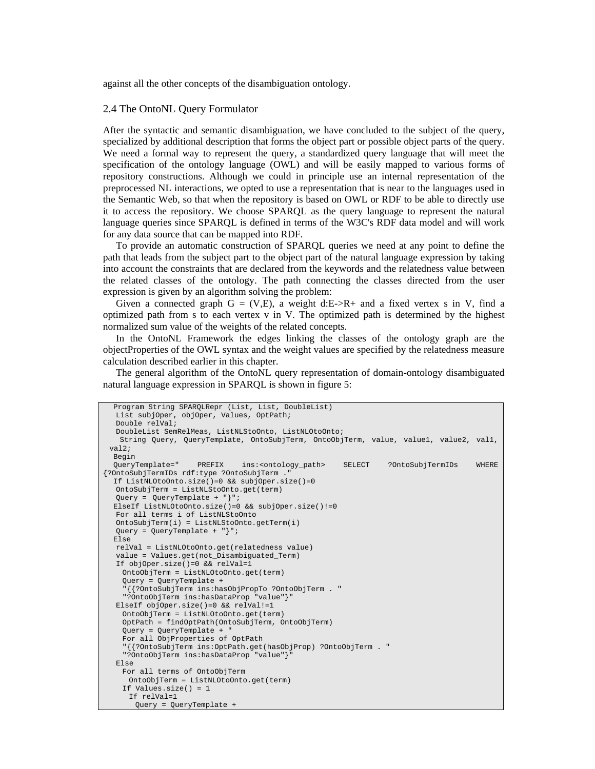against all the other concepts of the disambiguation ontology.

## 2.4 The OntoNL Query Formulator

After the syntactic and semantic disambiguation, we have concluded to the subject of the query, specialized by additional description that forms the object part or possible object parts of the query. We need a formal way to represent the query, a standardized query language that will meet the specification of the ontology language (OWL) and will be easily mapped to various forms of repository constructions. Although we could in principle use an internal representation of the preprocessed NL interactions, we opted to use a representation that is near to the languages used in the Semantic Web, so that when the repository is based on OWL or RDF to be able to directly use it to access the repository. We choose SPARQL as the query language to represent the natural language queries since SPARQL is defined in terms of the W3C's RDF data model and will work for any data source that can be mapped into RDF.

To provide an automatic construction of SPARQL queries we need at any point to define the path that leads from the subject part to the object part of the natural language expression by taking into account the constraints that are declared from the keywords and the relatedness value between the related classes of the ontology. The path connecting the classes directed from the user expression is given by an algorithm solving the problem:

Given a connected graph $G = (V,E)$, a weight $d:E\rightarrow R+$ and a fixed vertex s in V, find a optimized path from s to each vertex v in V. The optimized path is determined by the highest normalized sum value of the weights of the related concepts.

In the OntoNL Framework the edges linking the classes of the ontology graph are the objectProperties of the OWL syntax and the weight values are specified by the relatedness measure calculation described earlier in this chapter.

The general algorithm of the OntoNL query representation of domain-ontology disambiguated natural language expression in SPARQL is shown in figure 5:

```
Program String SPARQLRepr (List, List, DoubleList)
 List subjOper, objOper, Values, OptPath;
 Double relVal;
 DoubleList SemRelMeas, ListNLStoOnto, ListNLOtoOnto;
  String Query, QueryTemplate, OntoSubjTerm, OntoObjTerm, value, value1, value2, val1,
val2;
Begin
QueryTemplate="   PREFIX   ins:<ontology_path>   SELECT   ?OntoSubjTermIDs   WHERE
{?OntoSubjTermIDs rdf:type ?OntoSubjTerm ."
If ListNLOtoOnto.size()=0 && subjOper.size()=0
 OntoSubjTerm = ListNLStoOnto.get(term)
 Query = QueryTemplate + "}";
ElseIf ListNLOtoOnto.size()=0 && subjOper.size()!=0
 For all terms i of ListNLStoOnto
 OntoSubjTerm(i) = ListNLStoOnto.getTerm(i)
 Query = QueryTemplate + "}";
Else
 relVal = ListNLOtoOnto.get(relatedness value)
 value = Values.get(not_Disambiguated_Term)
 If objOper.size()=0 && relVal=1
   OntoObjTerm = ListNLOtoOnto.get(term)
   Query = QueryTemplate +
   "{{?OntoSubjTerm ins:hasObjPropTo ?OntoObjTerm . "
   "?OntoObjTerm ins:hasDataProp "value"}"
 ElseIf objOper.size()=0 && relVal!=1
   OntoObjTerm = ListNLOtoOnto.get(term)
   OptPath = findOptPath(OntoSubjTerm, OntoObjTerm)
   Query = QueryTemplate + "
   For all ObjProperties of OptPath
   "{{?OntoSubjTerm ins:OptPath.get(hasObjProp) ?OntoObjTerm . "
   "?OntoObjTerm ins:hasDataProp "value"}"
 Else
   For all terms of OntoObjTerm
     OntoObjTerm = ListNLOtoOnto.get(term)
   If Values.size() = 1
     If relVal=1
       Query = QueryTemplate +
```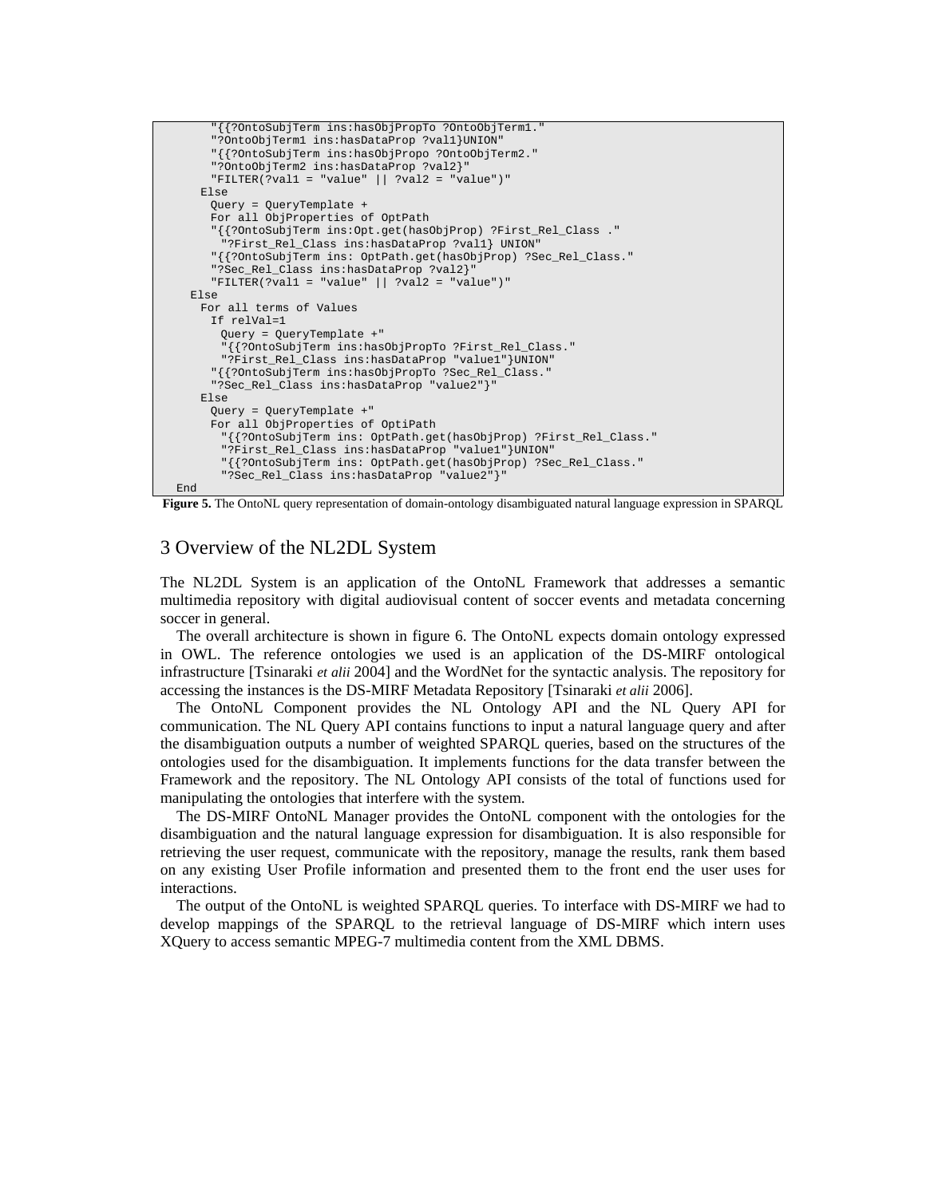```
      "{{?OntoSubjTerm ins:hasObjPropTo ?OntoObjTerm1."
      "?OntoObjTerm1 ins:hasDataProp ?val1}UNION"
      "{{?OntoSubjTerm ins:hasObjPropo ?OntoObjTerm2."
      "?OntoObjTerm2 ins:hasDataProp ?val2}"
      "FILTER(?val1 = "value" || ?val2 = "value")"
    Else
      Query = QueryTemplate +
      For all ObjProperties of OptPath
      "{{?OntoSubjTerm ins:Opt.get(hasObjProp) ?First_Rel_Class ."
        "?First_Rel_Class ins:hasDataProp ?val1} UNION"
      "{{?OntoSubjTerm ins: OptPath.get(hasObjProp) ?Sec_Rel_Class."
      "?Sec_Rel_Class ins:hasDataProp ?val2}"
      "FILTER(?val1 = "value" || ?val2 = "value")"
   Else
    For all terms of Values
      If relVal=1
        Query = QueryTemplate +"
        "{{?OntoSubjTerm ins:hasObjPropTo ?First_Rel_Class."
        "?First_Rel_Class ins:hasDataProp "value1"}UNION"
      "{{?OntoSubjTerm ins:hasObjPropTo ?Sec_Rel_Class."
      "?Sec_Rel_Class ins:hasDataProp "value2"}"
    Else
      Query = QueryTemplate +"
      For all ObjProperties of OptiPath
        "{{?OntoSubjTerm ins: OptPath.get(hasObjProp) ?First_Rel_Class."
        "?First_Rel_Class ins:hasDataProp "value1"}UNION"
        "{{?OntoSubjTerm ins: OptPath.get(hasObjProp) ?Sec_Rel_Class."
        "?Sec_Rel_Class ins:hasDataProp "value2"}"
End
```

**Figure 5.** The OntoNL query representation of domain-ontology disambiguated natural language expression in SPARQL

## 3 Overview of the NL2DL System

The NL2DL System is an application of the OntoNL Framework that addresses a semantic multimedia repository with digital audiovisual content of soccer events and metadata concerning soccer in general.

The overall architecture is shown in figure 6. The OntoNL expects domain ontology expressed in OWL. The reference ontologies we used is an application of the DS-MIRF ontological infrastructure [Tsinaraki *et alii* 2004] and the WordNet for the syntactic analysis. The repository for accessing the instances is the DS-MIRF Metadata Repository [Tsinaraki *et alii* 2006].

The OntoNL Component provides the NL Ontology API and the NL Query API for communication. The NL Query API contains functions to input a natural language query and after the disambiguation outputs a number of weighted SPARQL queries, based on the structures of the ontologies used for the disambiguation. It implements functions for the data transfer between the Framework and the repository. The NL Ontology API consists of the total of functions used for manipulating the ontologies that interfere with the system.

The DS-MIRF OntoNL Manager provides the OntoNL component with the ontologies for the disambiguation and the natural language expression for disambiguation. It is also responsible for retrieving the user request, communicate with the repository, manage the results, rank them based on any existing User Profile information and presented them to the front end the user uses for interactions.

The output of the OntoNL is weighted SPARQL queries. To interface with DS-MIRF we had to develop mappings of the SPARQL to the retrieval language of DS-MIRF which intern uses XQuery to access semantic MPEG-7 multimedia content from the XML DBMS.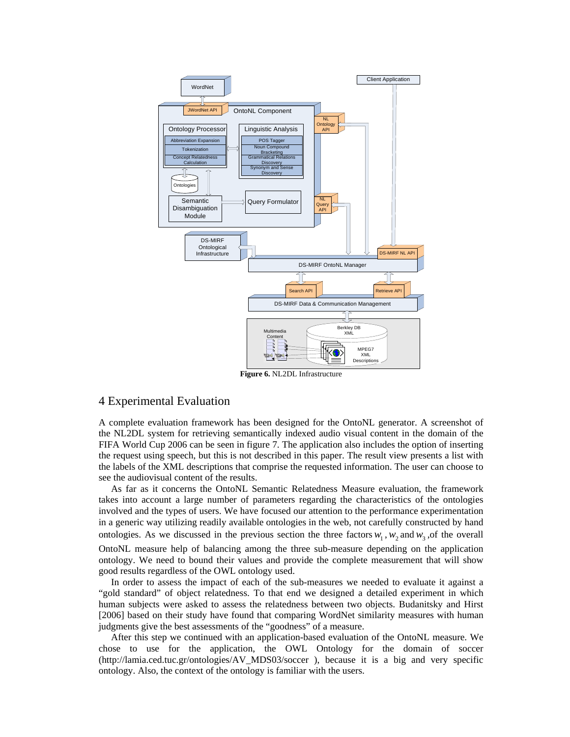**Figure 6.** NL2DL Infrastructure

## 4 Experimental Evaluation

A complete evaluation framework has been designed for the OntoNL generator. A screenshot of the NL2DL system for retrieving semantically indexed audio visual content in the domain of the FIFA World Cup 2006 can be seen in figure 7. The application also includes the option of inserting the request using speech, but this is not described in this paper. The result view presents a list with the labels of the XML descriptions that comprise the requested information. The user can choose to see the audiovisual content of the results.

As far as it concerns the OntoNL Semantic Relatedness Measure evaluation, the framework takes into account a large number of parameters regarding the characteristics of the ontologies involved and the types of users. We have focused our attention to the performance experimentation in a generic way utilizing readily available ontologies in the web, not carefully constructed by hand ontologies. As we discussed in the previous section the three factors $w_1$, $w_2$ and $w_3$ ,of the overall OntoNL measure help of balancing among the three sub-measure depending on the application ontology. We need to bound their values and provide the complete measurement that will show good results regardless of the OWL ontology used.

In order to assess the impact of each of the sub-measures we needed to evaluate it against a "gold standard" of object relatedness. To that end we designed a detailed experiment in which human subjects were asked to assess the relatedness between two objects. Budanitsky and Hirst [2006] based on their study have found that comparing WordNet similarity measures with human judgments give the best assessments of the "goodness" of a measure.

After this step we continued with an application-based evaluation of the OntoNL measure. We chose to use for the application, the OWL Ontology for the domain of soccer (http://lamia.ced.tuc.gr/ontologies/AV_MDS03/soccer ), because it is a big and very specific ontology. Also, the context of the ontology is familiar with the users.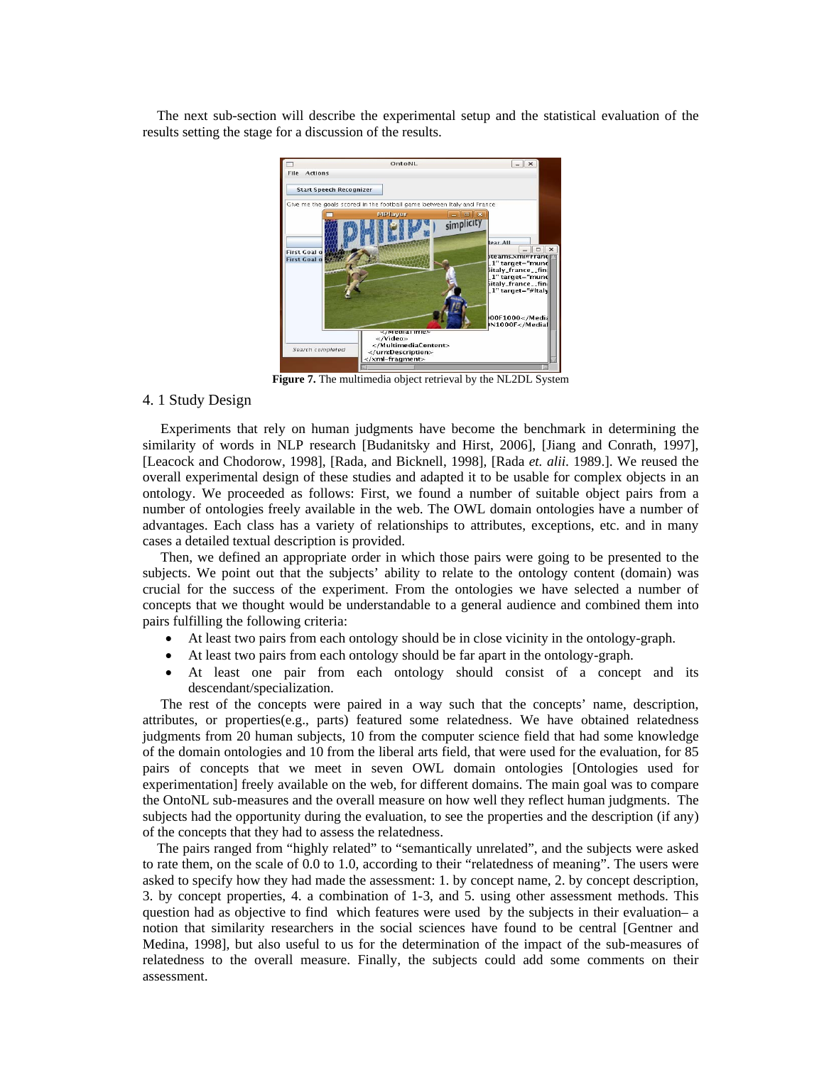The next sub-section will describe the experimental setup and the statistical evaluation of the results setting the stage for a discussion of the results.

**Figure 7.** The multimedia object retrieval by the NL2DL System

## 4. 1 Study Design

Experiments that rely on human judgments have become the benchmark in determining the similarity of words in NLP research [Budanitsky and Hirst, 2006], [Jiang and Conrath, 1997], [Leacock and Chodorow, 1998], [Rada, and Bicknell, 1998], [Rada *et. alii.* 1989.]. We reused the overall experimental design of these studies and adapted it to be usable for complex objects in an ontology. We proceeded as follows: First, we found a number of suitable object pairs from a number of ontologies freely available in the web. The OWL domain ontologies have a number of advantages. Each class has a variety of relationships to attributes, exceptions, etc. and in many cases a detailed textual description is provided.

Then, we defined an appropriate order in which those pairs were going to be presented to the subjects. We point out that the subjects' ability to relate to the ontology content (domain) was crucial for the success of the experiment. From the ontologies we have selected a number of concepts that we thought would be understandable to a general audience and combined them into pairs fulfilling the following criteria:

- At least two pairs from each ontology should be in close vicinity in the ontology-graph.
- At least two pairs from each ontology should be far apart in the ontology-graph.
- At least one pair from each ontology should consist of a concept and its descendant/specialization.

The rest of the concepts were paired in a way such that the concepts' name, description, attributes, or properties(e.g., parts) featured some relatedness. We have obtained relatedness judgments from 20 human subjects, 10 from the computer science field that had some knowledge of the domain ontologies and 10 from the liberal arts field, that were used for the evaluation, for 85 pairs of concepts that we meet in seven OWL domain ontologies [Ontologies used for experimentation] freely available on the web, for different domains. The main goal was to compare the OntoNL sub-measures and the overall measure on how well they reflect human judgments. The subjects had the opportunity during the evaluation, to see the properties and the description (if any) of the concepts that they had to assess the relatedness.

The pairs ranged from "highly related" to "semantically unrelated", and the subjects were asked to rate them, on the scale of 0.0 to 1.0, according to their "relatedness of meaning". The users were asked to specify how they had made the assessment: 1. by concept name, 2. by concept description, 3. by concept properties, 4. a combination of 1-3, and 5. using other assessment methods. This question had as objective to find which features were used by the subjects in their evaluation– a notion that similarity researchers in the social sciences have found to be central [Gentner and Medina, 1998], but also useful to us for the determination of the impact of the sub-measures of relatedness to the overall measure. Finally, the subjects could add some comments on their assessment.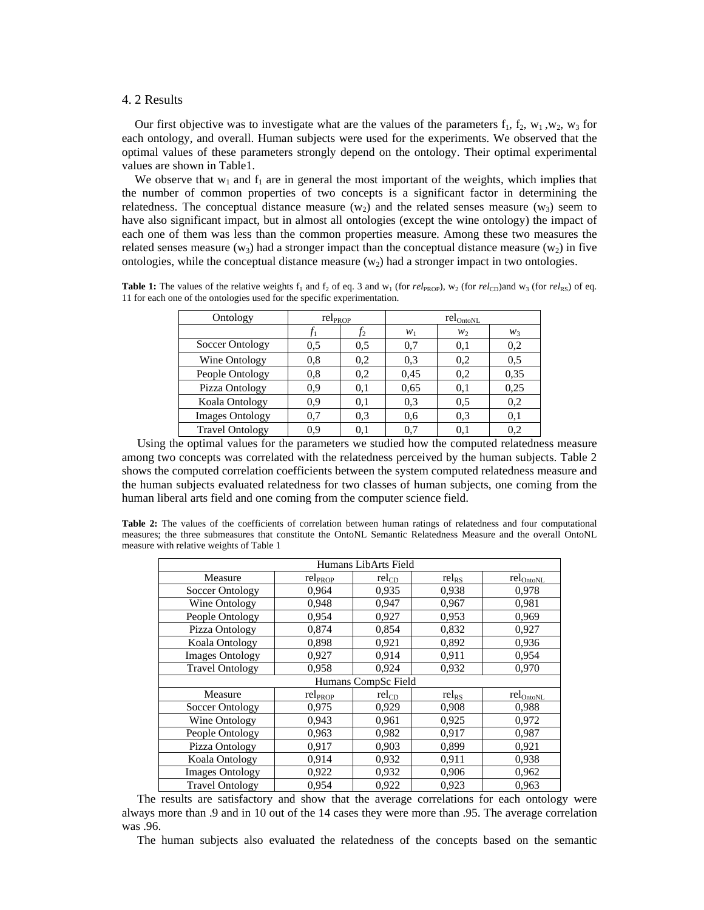## 4. 2 Results

Our first objective was to investigate what are the values of the parameters $f_1$, $f_2$, $w_1$, $w_2$, $w_3$ for each ontology, and overall. Human subjects were used for the experiments. We observed that the optimal values of these parameters strongly depend on the ontology. Their optimal experimental values are shown in Table1.

We observe that $w_1$ and $f_1$ are in general the most important of the weights, which implies that the number of common properties of two concepts is a significant factor in determining the relatedness. The conceptual distance measure ($w_2$) and the related senses measure ($w_3$) seem to have also significant impact, but in almost all ontologies (except the wine ontology) the impact of each one of them was less than the common properties measure. Among these two measures the related senses measure ($w_3$) had a stronger impact than the conceptual distance measure ($w_2$) in five ontologies, while the conceptual distance measure ($w_2$) had a stronger impact in two ontologies.

**Table 1:** The values of the relative weights $f_1$ and $f_2$ of eq. 3 and $w_1$ (for $rel_{PROP}$), $w_2$ (for $rel_{CD}$)and $w_3$ (for $rel_{RS}$) of eq. 11 for each one of the ontologies used for the specific experimentation.

| Ontology | $rel_{PROP}$ | | $rel_{OntoNL}$ | | |
|---|---|---|---|---|---|
| | $f_1$ | $f_2$ | $w_1$ | $w_2$ | $w_3$ |
| Soccer Ontology | 0,5 | 0,5 | 0,7 | 0,1 | 0,2 |
| Wine Ontology | 0,8 | 0,2 | 0,3 | 0,2 | 0,5 |
| People Ontology | 0,8 | 0,2 | 0,45 | 0,2 | 0,35 |
| Pizza Ontology | 0,9 | 0,1 | 0,65 | 0,1 | 0,25 |
| Koala Ontology | 0,9 | 0,1 | 0,3 | 0,5 | 0,2 |
| Images Ontology | 0,7 | 0,3 | 0,6 | 0,3 | 0,1 |
| Travel Ontology | 0,9 | 0,1 | 0,7 | 0,1 | 0,2 |

Using the optimal values for the parameters we studied how the computed relatedness measure among two concepts was correlated with the relatedness perceived by the human subjects. Table 2 shows the computed correlation coefficients between the system computed relatedness measure and the human subjects evaluated relatedness for two classes of human subjects, one coming from the human liberal arts field and one coming from the computer science field.

**Table 2:** The values of the coefficients of correlation between human ratings of relatedness and four computational measures; the three submeasures that constitute the OntoNL Semantic Relatedness Measure and the overall OntoNL measure with relative weights of Table 1

| Humans LibArts Field | | | | |
|---|---|---|---|---|
| Measure | $rel_{PROP}$ | $rel_{CD}$ | $rel_{RS}$ | $rel_{OntoNL}$ |
| Soccer Ontology | 0,964 | 0,935 | 0,938 | 0,978 |
| Wine Ontology | 0,948 | 0,947 | 0,967 | 0,981 |
| People Ontology | 0,954 | 0,927 | 0,953 | 0,969 |
| Pizza Ontology | 0,874 | 0,854 | 0,832 | 0,927 |
| Koala Ontology | 0,898 | 0,921 | 0,892 | 0,936 |
| Images Ontology | 0,927 | 0,914 | 0,911 | 0,954 |
| Travel Ontology | 0,958 | 0,924 | 0,932 | 0,970 |
| Humans CompSc Field | | | | |
| Measure | $rel_{PROP}$ | $rel_{CD}$ | $rel_{RS}$ | $rel_{OntoNL}$ |
| Soccer Ontology | 0,975 | 0,929 | 0,908 | 0,988 |
| Wine Ontology | 0,943 | 0,961 | 0,925 | 0,972 |
| People Ontology | 0,963 | 0,982 | 0,917 | 0,987 |
| Pizza Ontology | 0,917 | 0,903 | 0,899 | 0,921 |
| Koala Ontology | 0,914 | 0,932 | 0,911 | 0,938 |
| Images Ontology | 0,922 | 0,932 | 0,906 | 0,962 |
| Travel Ontology | 0,954 | 0,922 | 0,923 | 0,963 |

The results are satisfactory and show that the average correlations for each ontology were always more than .9 and in 10 out of the 14 cases they were more than .95. The average correlation was .96.

The human subjects also evaluated the relatedness of the concepts based on the semantic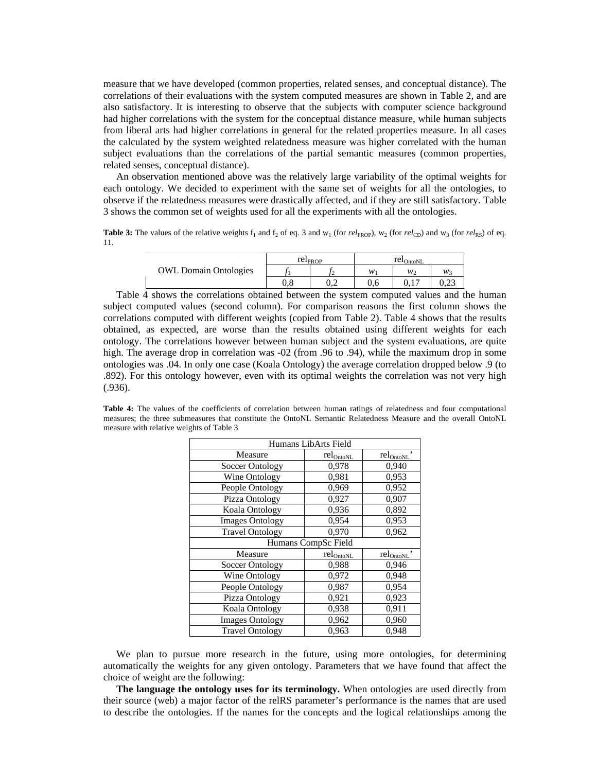measure that we have developed (common properties, related senses, and conceptual distance). The correlations of their evaluations with the system computed measures are shown in Table 2, and are also satisfactory. It is interesting to observe that the subjects with computer science background had higher correlations with the system for the conceptual distance measure, while human subjects from liberal arts had higher correlations in general for the related properties measure. In all cases the calculated by the system weighted relatedness measure was higher correlated with the human subject evaluations than the correlations of the partial semantic measures (common properties, related senses, conceptual distance).

An observation mentioned above was the relatively large variability of the optimal weights for each ontology. We decided to experiment with the same set of weights for all the ontologies, to observe if the relatedness measures were drastically affected, and if they are still satisfactory. Table 3 shows the common set of weights used for all the experiments with all the ontologies.

**Table 3:** The values of the relative weights $f_1$ and $f_2$ of eq. 3 and $w_1$ (for $rel_{PROP}$), $w_2$ (for $rel_{CD}$) and $w_3$ (for $rel_{RS}$) of eq. 11.

| OWL Domain Ontologies | $rel_{PROP}$ | | $rel_{OntoNL}$ | | |
|---|---|---|---|---|---|
| | $f_1$ | $f_2$ | $w_1$ | $w_2$ | $w_3$ |
| | 0,8 | 0,2 | 0,6 | 0,17 | 0,23 |

Table 4 shows the correlations obtained between the system computed values and the human subject computed values (second column). For comparison reasons the first column shows the correlations computed with different weights (copied from Table 2). Table 4 shows that the results obtained, as expected, are worse than the results obtained using different weights for each ontology. The correlations however between human subject and the system evaluations, are quite high. The average drop in correlation was -02 (from .96 to .94), while the maximum drop in some ontologies was .04. In only one case (Koala Ontology) the average correlation dropped below .9 (to .892). For this ontology however, even with its optimal weights the correlation was not very high (.936).

**Table 4:** The values of the coefficients of correlation between human ratings of relatedness and four computational measures; the three submeasures that constitute the OntoNL Semantic Relatedness Measure and the overall OntoNL measure with relative weights of Table 3

| Humans LibArts Field | | |
|---|---|---|
| Measure | $rel_{OntoNL}$ | $rel_{OntoNL}$' |
| Soccer Ontology | 0,978 | 0,940 |
| Wine Ontology | 0,981 | 0,953 |
| People Ontology | 0,969 | 0,952 |
| Pizza Ontology | 0,927 | 0,907 |
| Koala Ontology | 0,936 | 0,892 |
| Images Ontology | 0,954 | 0,953 |
| Travel Ontology | 0,970 | 0,962 |
| **Humans CompSc Field** | | |
| Measure | $rel_{OntoNL}$ | $rel_{OntoNL}$' |
| Soccer Ontology | 0,988 | 0,946 |
| Wine Ontology | 0,972 | 0,948 |
| People Ontology | 0,987 | 0,954 |
| Pizza Ontology | 0,921 | 0,923 |
| Koala Ontology | 0,938 | 0,911 |
| Images Ontology | 0,962 | 0,960 |
| Travel Ontology | 0,963 | 0,948 |

We plan to pursue more research in the future, using more ontologies, for determining automatically the weights for any given ontology. Parameters that we have found that affect the choice of weight are the following:

**The language the ontology uses for its terminology.** When ontologies are used directly from their source (web) a major factor of the relRS parameter's performance is the names that are used to describe the ontologies. If the names for the concepts and the logical relationships among the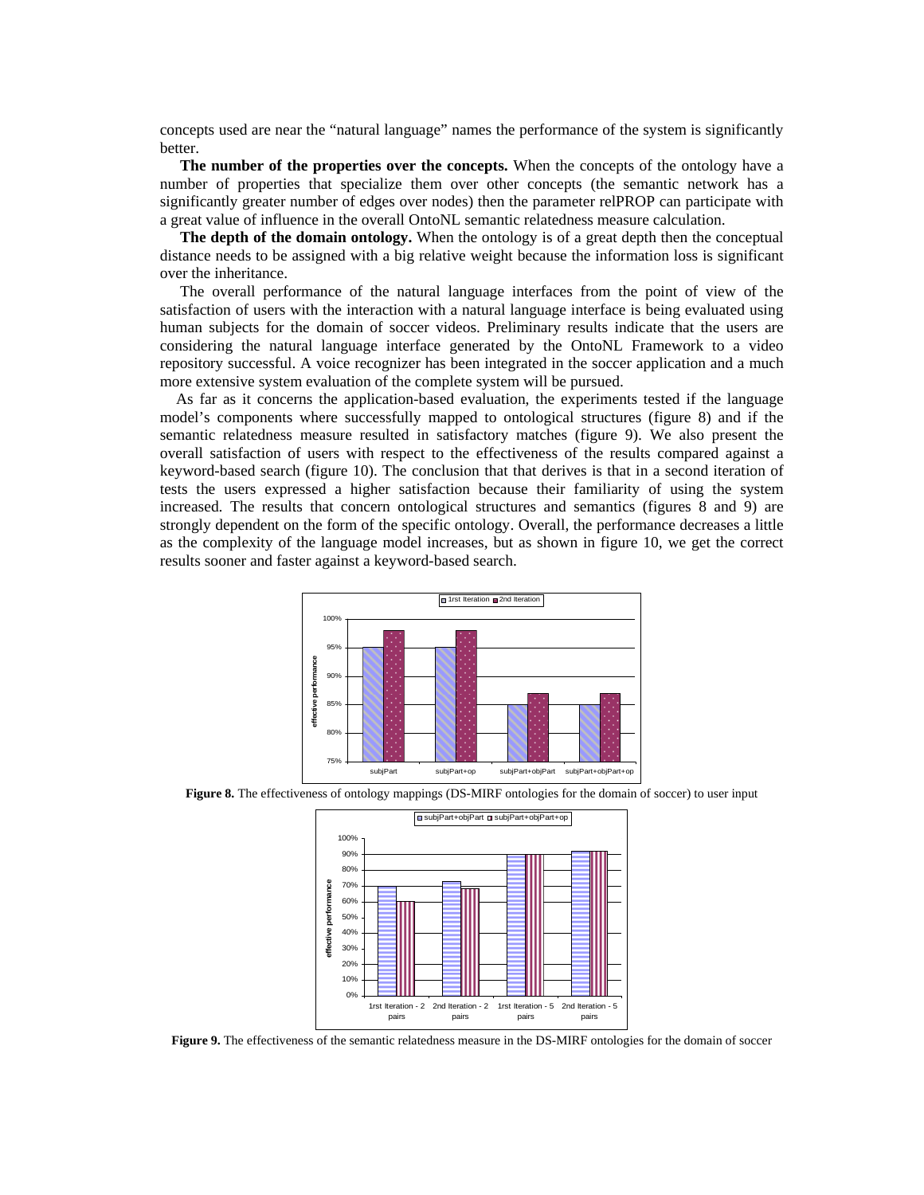concepts used are near the "natural language" names the performance of the system is significantly better.

**The number of the properties over the concepts.** When the concepts of the ontology have a number of properties that specialize them over other concepts (the semantic network has a significantly greater number of edges over nodes) then the parameter relPROP can participate with a great value of influence in the overall OntoNL semantic relatedness measure calculation.

**The depth of the domain ontology.** When the ontology is of a great depth then the conceptual distance needs to be assigned with a big relative weight because the information loss is significant over the inheritance.

The overall performance of the natural language interfaces from the point of view of the satisfaction of users with the interaction with a natural language interface is being evaluated using human subjects for the domain of soccer videos. Preliminary results indicate that the users are considering the natural language interface generated by the OntoNL Framework to a video repository successful. A voice recognizer has been integrated in the soccer application and a much more extensive system evaluation of the complete system will be pursued.

As far as it concerns the application-based evaluation, the experiments tested if the language model's components where successfully mapped to ontological structures (figure 8) and if the semantic relatedness measure resulted in satisfactory matches (figure 9). We also present the overall satisfaction of users with respect to the effectiveness of the results compared against a keyword-based search (figure 10). The conclusion that that derives is that in a second iteration of tests the users expressed a higher satisfaction because their familiarity of using the system increased. The results that concern ontological structures and semantics (figures 8 and 9) are strongly dependent on the form of the specific ontology. Overall, the performance decreases a little as the complexity of the language model increases, but as shown in figure 10, we get the correct results sooner and faster against a keyword-based search.

**Figure 8.** The effectiveness of ontology mappings (DS-MIRF ontologies for the domain of soccer) to user input

**Figure 9.** The effectiveness of the semantic relatedness measure in the DS-MIRF ontologies for the domain of soccer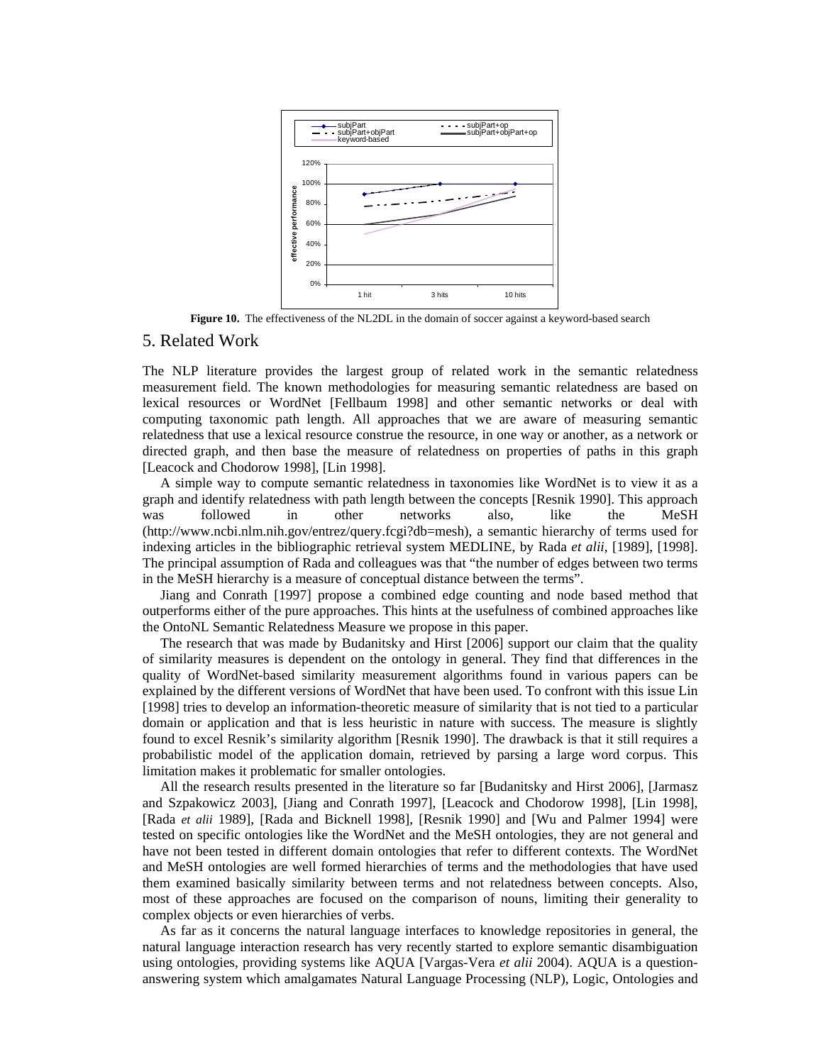**Figure 10.** The effectiveness of the NL2DL in the domain of soccer against a keyword-based search

## 5. Related Work

The NLP literature provides the largest group of related work in the semantic relatedness measurement field. The known methodologies for measuring semantic relatedness are based on lexical resources or WordNet [Fellbaum 1998] and other semantic networks or deal with computing taxonomic path length. All approaches that we are aware of measuring semantic relatedness that use a lexical resource construe the resource, in one way or another, as a network or directed graph, and then base the measure of relatedness on properties of paths in this graph [Leacock and Chodorow 1998], [Lin 1998].

A simple way to compute semantic relatedness in taxonomies like WordNet is to view it as a graph and identify relatedness with path length between the concepts [Resnik 1990]. This approach was followed in other networks also, like the MeSH (http://www.ncbi.nlm.nih.gov/entrez/query.fcgi?db=mesh), a semantic hierarchy of terms used for indexing articles in the bibliographic retrieval system MEDLINE, by Rada *et alii*, [1989], [1998]. The principal assumption of Rada and colleagues was that "the number of edges between two terms in the MeSH hierarchy is a measure of conceptual distance between the terms".

Jiang and Conrath [1997] propose a combined edge counting and node based method that outperforms either of the pure approaches. This hints at the usefulness of combined approaches like the OntoNL Semantic Relatedness Measure we propose in this paper.

The research that was made by Budanitsky and Hirst [2006] support our claim that the quality of similarity measures is dependent on the ontology in general. They find that differences in the quality of WordNet-based similarity measurement algorithms found in various papers can be explained by the different versions of WordNet that have been used. To confront with this issue Lin [1998] tries to develop an information-theoretic measure of similarity that is not tied to a particular domain or application and that is less heuristic in nature with success. The measure is slightly found to excel Resnik's similarity algorithm [Resnik 1990]. The drawback is that it still requires a probabilistic model of the application domain, retrieved by parsing a large word corpus. This limitation makes it problematic for smaller ontologies.

All the research results presented in the literature so far [Budanitsky and Hirst 2006], [Jarmasz and Szpakowicz 2003], [Jiang and Conrath 1997], [Leacock and Chodorow 1998], [Lin 1998], [Rada *et alii* 1989], [Rada and Bicknell 1998], [Resnik 1990] and [Wu and Palmer 1994] were tested on specific ontologies like the WordNet and the MeSH ontologies, they are not general and have not been tested in different domain ontologies that refer to different contexts. The WordNet and MeSH ontologies are well formed hierarchies of terms and the methodologies that have used them examined basically similarity between terms and not relatedness between concepts. Also, most of these approaches are focused on the comparison of nouns, limiting their generality to complex objects or even hierarchies of verbs.

As far as it concerns the natural language interfaces to knowledge repositories in general, the natural language interaction research has very recently started to explore semantic disambiguation using ontologies, providing systems like AQUA [Vargas-Vera *et alii* 2004). AQUA is a question-answering system which amalgamates Natural Language Processing (NLP), Logic, Ontologies and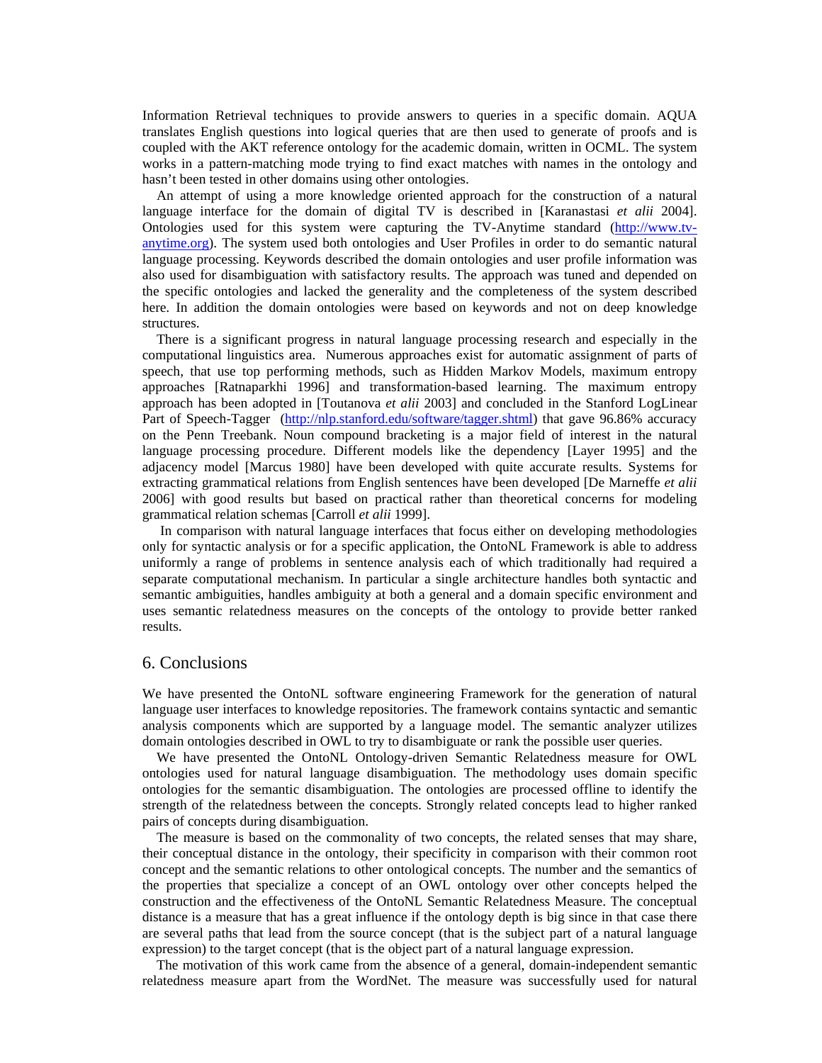Information Retrieval techniques to provide answers to queries in a specific domain. AQUA translates English questions into logical queries that are then used to generate of proofs and is coupled with the AKT reference ontology for the academic domain, written in OCML. The system works in a pattern-matching mode trying to find exact matches with names in the ontology and hasn't been tested in other domains using other ontologies.

An attempt of using a more knowledge oriented approach for the construction of a natural language interface for the domain of digital TV is described in [Karanastasi *et alii* 2004]. Ontologies used for this system were capturing the TV-Anytime standard (http://www.tv-anytime.org). The system used both ontologies and User Profiles in order to do semantic natural language processing. Keywords described the domain ontologies and user profile information was also used for disambiguation with satisfactory results. The approach was tuned and depended on the specific ontologies and lacked the generality and the completeness of the system described here. In addition the domain ontologies were based on keywords and not on deep knowledge structures.

There is a significant progress in natural language processing research and especially in the computational linguistics area. Numerous approaches exist for automatic assignment of parts of speech, that use top performing methods, such as Hidden Markov Models, maximum entropy approaches [Ratnaparkhi 1996] and transformation-based learning. The maximum entropy approach has been adopted in [Toutanova *et alii* 2003] and concluded in the Stanford LogLinear Part of Speech-Tagger (http://nlp.stanford.edu/software/tagger.shtml) that gave 96.86% accuracy on the Penn Treebank. Noun compound bracketing is a major field of interest in the natural language processing procedure. Different models like the dependency [Layer 1995] and the adjacency model [Marcus 1980] have been developed with quite accurate results. Systems for extracting grammatical relations from English sentences have been developed [De Marneffe *et alii* 2006] with good results but based on practical rather than theoretical concerns for modeling grammatical relation schemas [Carroll *et alii* 1999].

In comparison with natural language interfaces that focus either on developing methodologies only for syntactic analysis or for a specific application, the OntoNL Framework is able to address uniformly a range of problems in sentence analysis each of which traditionally had required a separate computational mechanism. In particular a single architecture handles both syntactic and semantic ambiguities, handles ambiguity at both a general and a domain specific environment and uses semantic relatedness measures on the concepts of the ontology to provide better ranked results.

## 6. Conclusions

We have presented the OntoNL software engineering Framework for the generation of natural language user interfaces to knowledge repositories. The framework contains syntactic and semantic analysis components which are supported by a language model. The semantic analyzer utilizes domain ontologies described in OWL to try to disambiguate or rank the possible user queries.

We have presented the OntoNL Ontology-driven Semantic Relatedness measure for OWL ontologies used for natural language disambiguation. The methodology uses domain specific ontologies for the semantic disambiguation. The ontologies are processed offline to identify the strength of the relatedness between the concepts. Strongly related concepts lead to higher ranked pairs of concepts during disambiguation.

The measure is based on the commonality of two concepts, the related senses that may share, their conceptual distance in the ontology, their specificity in comparison with their common root concept and the semantic relations to other ontological concepts. The number and the semantics of the properties that specialize a concept of an OWL ontology over other concepts helped the construction and the effectiveness of the OntoNL Semantic Relatedness Measure. The conceptual distance is a measure that has a great influence if the ontology depth is big since in that case there are several paths that lead from the source concept (that is the subject part of a natural language expression) to the target concept (that is the object part of a natural language expression.

The motivation of this work came from the absence of a general, domain-independent semantic relatedness measure apart from the WordNet. The measure was successfully used for natural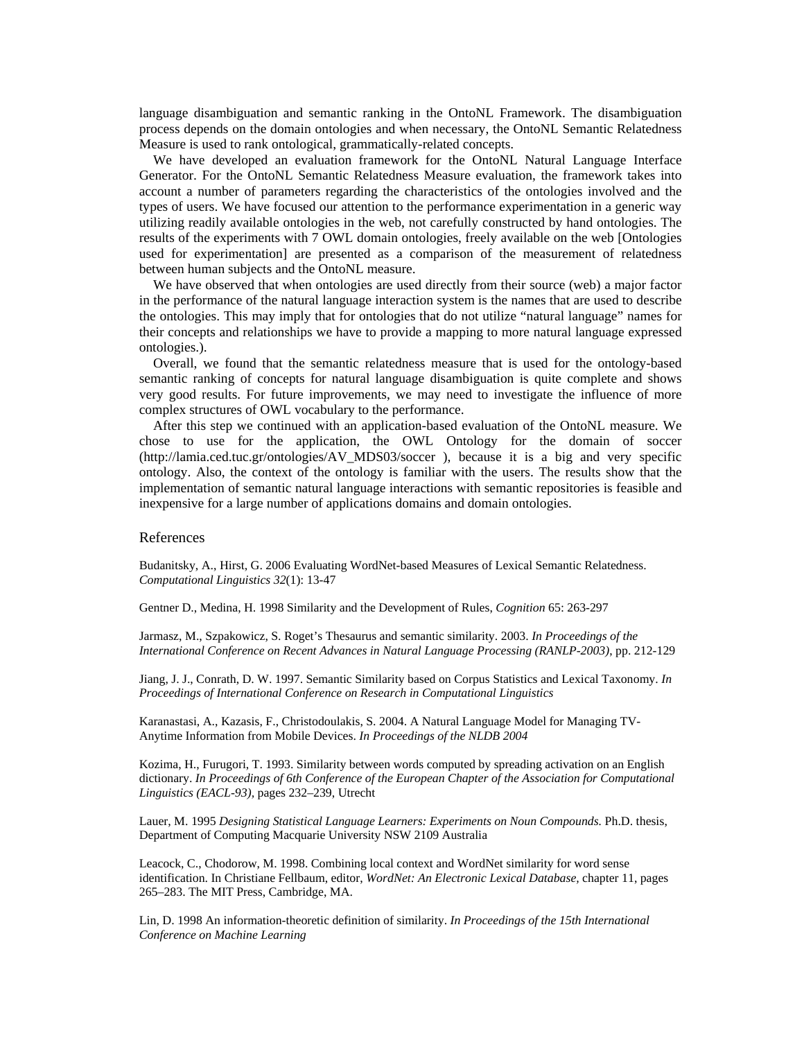language disambiguation and semantic ranking in the OntoNL Framework. The disambiguation process depends on the domain ontologies and when necessary, the OntoNL Semantic Relatedness Measure is used to rank ontological, grammatically-related concepts.

We have developed an evaluation framework for the OntoNL Natural Language Interface Generator. For the OntoNL Semantic Relatedness Measure evaluation, the framework takes into account a number of parameters regarding the characteristics of the ontologies involved and the types of users. We have focused our attention to the performance experimentation in a generic way utilizing readily available ontologies in the web, not carefully constructed by hand ontologies. The results of the experiments with 7 OWL domain ontologies, freely available on the web [Ontologies used for experimentation] are presented as a comparison of the measurement of relatedness between human subjects and the OntoNL measure.

We have observed that when ontologies are used directly from their source (web) a major factor in the performance of the natural language interaction system is the names that are used to describe the ontologies. This may imply that for ontologies that do not utilize "natural language" names for their concepts and relationships we have to provide a mapping to more natural language expressed ontologies.).

Overall, we found that the semantic relatedness measure that is used for the ontology-based semantic ranking of concepts for natural language disambiguation is quite complete and shows very good results. For future improvements, we may need to investigate the influence of more complex structures of OWL vocabulary to the performance.

After this step we continued with an application-based evaluation of the OntoNL measure. We chose to use for the application, the OWL Ontology for the domain of soccer (http://lamia.ced.tuc.gr/ontologies/AV_MDS03/soccer ), because it is a big and very specific ontology. Also, the context of the ontology is familiar with the users. The results show that the implementation of semantic natural language interactions with semantic repositories is feasible and inexpensive for a large number of applications domains and domain ontologies.

## References

Budanitsky, A., Hirst, G. 2006 Evaluating WordNet-based Measures of Lexical Semantic Relatedness. *Computational Linguistics 32*(1): 13-47

Gentner D., Medina, H. 1998 Similarity and the Development of Rules, *Cognition* 65: 263-297

Jarmasz, M., Szpakowicz, S. Roget's Thesaurus and semantic similarity. 2003. *In Proceedings of the International Conference on Recent Advances in Natural Language Processing (RANLP-2003)*, pp. 212-129

Jiang, J. J., Conrath, D. W. 1997. Semantic Similarity based on Corpus Statistics and Lexical Taxonomy. *In Proceedings of International Conference on Research in Computational Linguistics*

Karanastasi, A., Kazasis, F., Christodoulakis, S. 2004. A Natural Language Model for Managing TV-Anytime Information from Mobile Devices. *In Proceedings of the NLDB 2004*

Kozima, H., Furugori, T. 1993. Similarity between words computed by spreading activation on an English dictionary. *In Proceedings of 6th Conference of the European Chapter of the Association for Computational Linguistics (EACL-93)*, pages 232–239, Utrecht

Lauer, M. 1995 *Designing Statistical Language Learners: Experiments on Noun Compounds.* Ph.D. thesis, Department of Computing Macquarie University NSW 2109 Australia

Leacock, C., Chodorow, M. 1998. Combining local context and WordNet similarity for word sense identification. In Christiane Fellbaum, editor, *WordNet: An Electronic Lexical Database*, chapter 11, pages 265–283. The MIT Press, Cambridge, MA.

Lin, D. 1998 An information-theoretic definition of similarity. *In Proceedings of the 15th International Conference on Machine Learning*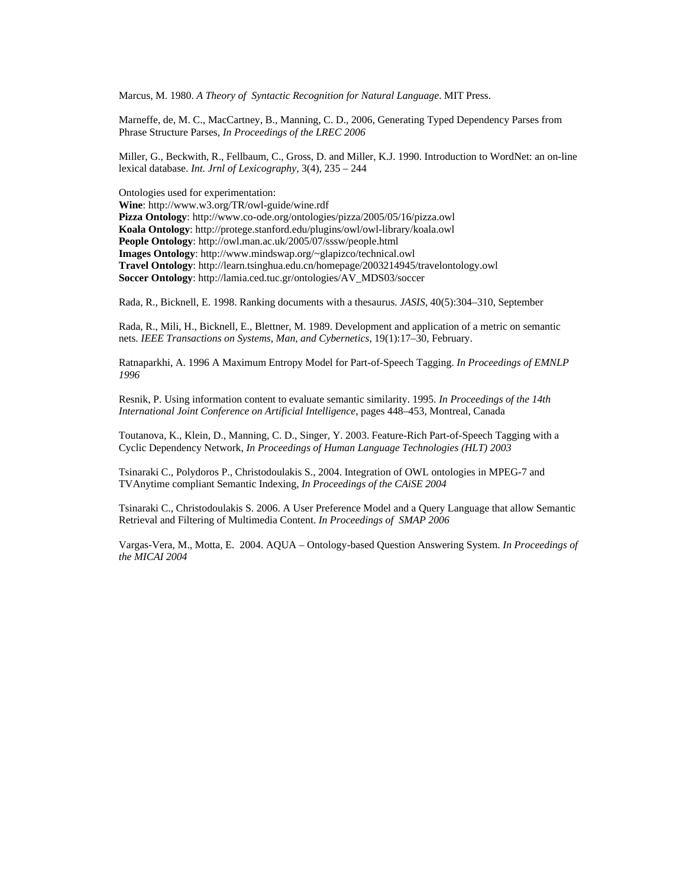Marcus, M. 1980. *A Theory of Syntactic Recognition for Natural Language*. MIT Press.

Marneffe, de, M. C., MacCartney, B., Manning, C. D., 2006, Generating Typed Dependency Parses from Phrase Structure Parses, *In Proceedings of the LREC 2006*

Miller, G., Beckwith, R., Fellbaum, C., Gross, D. and Miller, K.J. 1990. Introduction to WordNet: an on-line lexical database. *Int. Jrnl of Lexicography*, 3(4), 235 – 244

Ontologies used for experimentation:
**Wine**: http://www.w3.org/TR/owl-guide/wine.rdf
**Pizza Ontology**: http://www.co-ode.org/ontologies/pizza/2005/05/16/pizza.owl
**Koala Ontology**: http://protege.stanford.edu/plugins/owl/owl-library/koala.owl
**People Ontology**: http://owl.man.ac.uk/2005/07/sssw/people.html
**Images Ontology**: http://www.mindswap.org/~glapizco/technical.owl
**Travel Ontology**: http://learn.tsinghua.edu.cn/homepage/2003214945/travelontology.owl
**Soccer Ontology**: http://lamia.ced.tuc.gr/ontologies/AV_MDS03/soccer

Rada, R., Bicknell, E. 1998. Ranking documents with a thesaurus. *JASIS*, 40(5):304–310, September

Rada, R., Mili, H., Bicknell, E., Blettner, M. 1989. Development and application of a metric on semantic nets. *IEEE Transactions on Systems, Man, and Cybernetics,* 19(1):17–30, February.

Ratnaparkhi, A. 1996 A Maximum Entropy Model for Part-of-Speech Tagging. *In Proceedings of EMNLP 1996*

Resnik, P. Using information content to evaluate semantic similarity. 1995. *In Proceedings of the 14th International Joint Conference on Artificial Intelligence*, pages 448–453, Montreal, Canada

Toutanova, K., Klein, D., Manning, C. D., Singer, Y. 2003. Feature-Rich Part-of-Speech Tagging with a Cyclic Dependency Network, *In Proceedings of Human Language Technologies (HLT) 2003*

Tsinaraki C., Polydoros P., Christodoulakis S., 2004. Integration of OWL ontologies in MPEG-7 and TVAnytime compliant Semantic Indexing, *In Proceedings of the CAiSE 2004*

Tsinaraki C., Christodoulakis S. 2006. A User Preference Model and a Query Language that allow Semantic Retrieval and Filtering of Multimedia Content. *In Proceedings of SMAP 2006*

Vargas-Vera, M., Motta, E. 2004. AQUA – Ontology-based Question Answering System. *In Proceedings of the MICAI 2004*